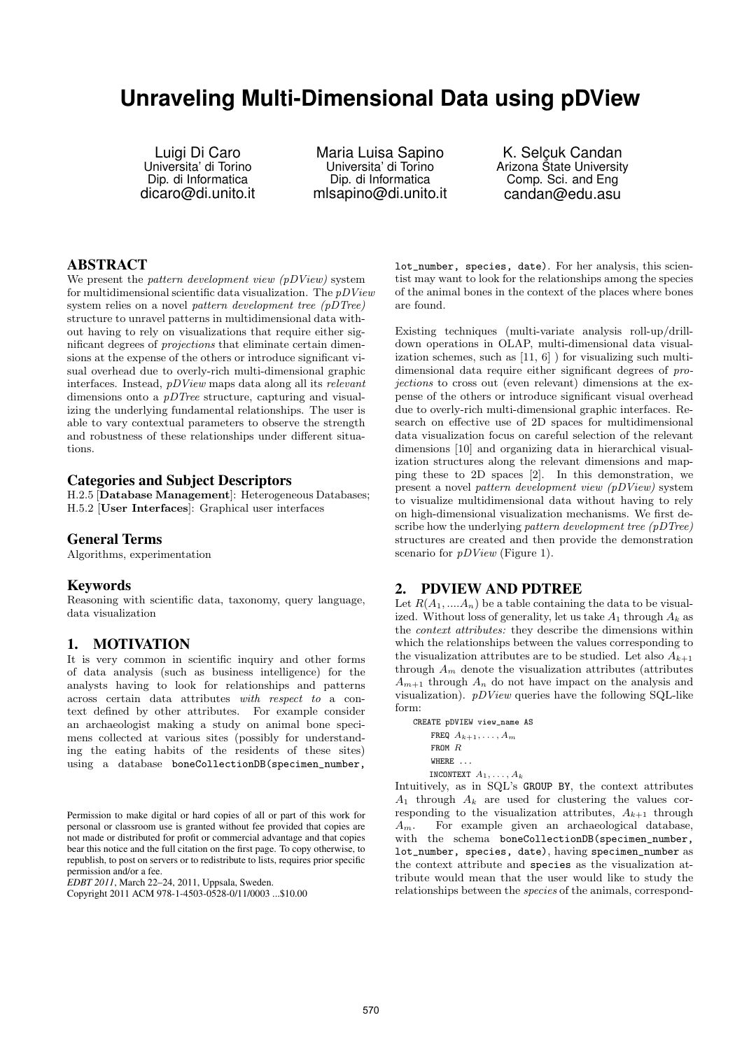# Unraveling Multi-Dimensional Data using pDView

Luigi Di Caro
Universita' di Torino
Dip. di Informatica
dicaro@di.unito.it

Maria Luisa Sapino
Universita' di Torino
Dip. di Informatica
mlsapino@di.unito.it

K. Selçuk Candan
Arizona State University
Comp. Sci. and Eng
candan@edu.asu

## ABSTRACT

We present the *pattern development view (pDView)* system for multidimensional scientific data visualization. The *pDView* system relies on a novel *pattern development tree (pDTree)* structure to unravel patterns in multidimensional data without having to rely on visualizations that require either significant degrees of *projections* that eliminate certain dimensions at the expense of the others or introduce significant visual overhead due to overly-rich multi-dimensional graphic interfaces. Instead, *pDView* maps data along all its *relevant* dimensions onto a *pDTree* structure, capturing and visualizing the underlying fundamental relationships. The user is able to vary contextual parameters to observe the strength and robustness of these relationships under different situations.

## Categories and Subject Descriptors

H.2.5 [**Database Management**]: Heterogeneous Databases; H.5.2 [**User Interfaces**]: Graphical user interfaces

## General Terms

Algorithms, experimentation

## Keywords

Reasoning with scientific data, taxonomy, query language, data visualization

## 1. MOTIVATION

It is very common in scientific inquiry and other forms of data analysis (such as business intelligence) for the analysts having to look for relationships and patterns across certain data attributes *with respect to* a context defined by other attributes. For example consider an archaeologist making a study on animal bone specimens collected at various sites (possibly for understanding the eating habits of the residents of these sites) using a database `boneCollectionDB(specimen_number, lot_number, species, date)`. For her analysis, this scientist may want to look for the relationships among the species of the animal bones in the context of the places where bones are found.

Existing techniques (multi-variate analysis roll-up/drill-down operations in OLAP, multi-dimensional data visualization schemes, such as [11, 6] ) for visualizing such multi-dimensional data require either significant degrees of *projections* to cross out (even relevant) dimensions at the expense of the others or introduce significant visual overhead due to overly-rich multi-dimensional graphic interfaces. Research on effective use of 2D spaces for multidimensional data visualization focus on careful selection of the relevant dimensions [10] and organizing data in hierarchical visualization structures along the relevant dimensions and mapping these to 2D spaces [2]. In this demonstration, we present a novel *pattern development view (pDView)* system to visualize multidimensional data without having to rely on high-dimensional visualization mechanisms. We first describe how the underlying *pattern development tree (pDTree)* structures are created and then provide the demonstration scenario for *pDView* (Figure 1).

## 2. PDVIEW AND PDTREE

Let $R(A_1, ....A_n)$ be a table containing the data to be visualized. Without loss of generality, let us take $A_1$ through $A_k$ as the *context attributes:* they describe the dimensions within which the relationships between the values corresponding to the visualization attributes are to be studied. Let also $A_{k+1}$ through $A_m$ denote the visualization attributes (attributes $A_{m+1}$ through $A_n$ do not have impact on the analysis and visualization). *pDView* queries have the following SQL-like form:

```
CREATE pDVIEW view_name AS
    FREQ A_{k+1}, ..., A_m
    FROM R
    WHERE ...
    INCONTEXT A_1, ..., A_k
```

Intuitively, as in SQL's `GROUP BY`, the context attributes $A_1$ through $A_k$ are used for clustering the values corresponding to the visualization attributes, $A_{k+1}$ through $A_m$. For example given an archaeological database, with the schema `boneCollectionDB(specimen_number, lot_number, species, date)`, having `specimen_number` as the context attribute and `species` as the visualization attribute would mean that the user would like to study the relationships between the *species* of the animals, correspond-

Permission to make digital or hard copies of all or part of this work for personal or classroom use is granted without fee provided that copies are not made or distributed for profit or commercial advantage and that copies bear this notice and the full citation on the first page. To copy otherwise, to republish, to post on servers or to redistribute to lists, requires prior specific permission and/or a fee.
*EDBT 2011*, March 22–24, 2011, Uppsala, Sweden.
Copyright 2011 ACM 978-1-4503-0528-0/11/0003 ...$10.00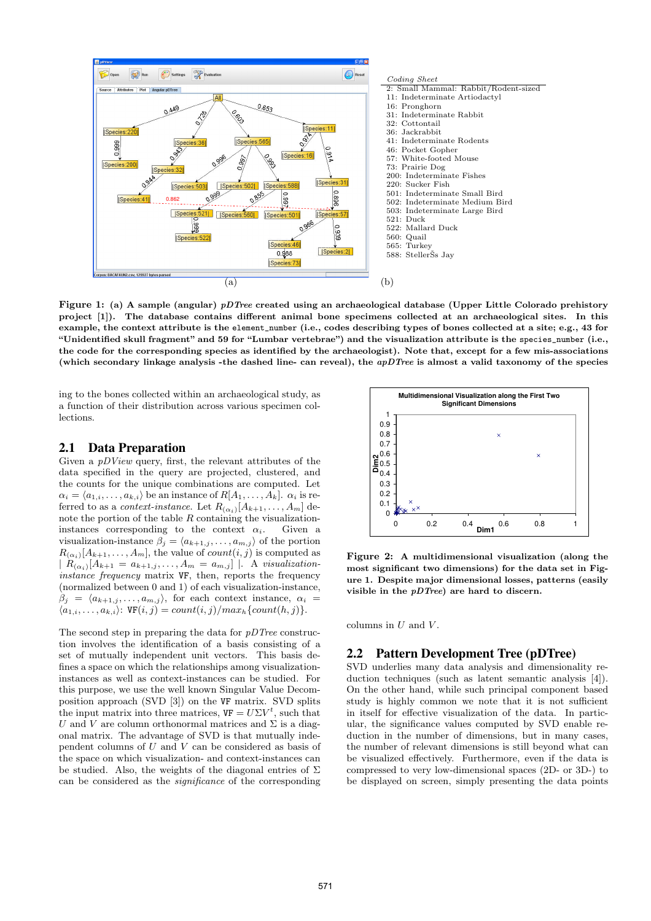Coding Sheet

2: Small Mammal: Rabbit/Rodent-sized
11: Indeterminate Artiodactyl
16: Pronghorn
31: Indeterminate Rabbit
32: Cottontail
36: Jackrabbit
41: Indeterminate Rodents
46: Pocket Gopher
57: White-footed Mouse
73: Prairie Dog
200: Indeterminate Fishes
220: Sucker Fish
501: Indeterminate Small Bird
502: Indeterminate Medium Bird
503: Indeterminate Large Bird
521: Duck
522: Mallard Duck
560: Quail
565: Turkey
588: StellerŠs Jay

(a) (b)

**Figure 1: (a) A sample (angular) *pDTree* created using an archaeological database (Upper Little Colorado prehistory project [1]). The database contains different animal bone specimens collected at an archaeological sites. In this example, the context attribute is the `element_number` (i.e., codes describing types of bones collected at a site; e.g., 43 for "Unidentified skull fragment" and 59 for "Lumbar vertebrae") and the visualization attribute is the `species_number` (i.e., the code for the corresponding species as identified by the archaeologist). Note that, except for a few mis-associations (which secondary linkage analysis -the dashed line- can reveal), the *apDTree* is almost a valid taxonomy of the species**

ing to the bones collected within an archaeological study, as a function of their distribution across various specimen collections.

## 2.1 Data Preparation

Given a *pDView* query, first, the relevant attributes of the data specified in the query are projected, clustered, and the counts for the unique combinations are computed. Let $\alpha_i = \langle a_{1,i}, \ldots, a_{k,i} \rangle$ be an instance of $R[A_1, \ldots, A_k]$. $\alpha_i$ is referred to as a *context-instance*. Let $R_{(\alpha_i)}[A_{k+1}, \ldots, A_m]$ denote the portion of the table $R$ containing the visualization-instances corresponding to the context $\alpha_i$. Given a visualization-instance $\beta_j = \langle a_{k+1,j}, \ldots, a_{m,j} \rangle$ of the portion $R_{(\alpha_i)}[A_{k+1}, \ldots, A_m]$, the value of $count(i,j)$ is computed as $| R_{(\alpha_i)}[A_{k+1} = a_{k+1,j}, \ldots, A_m = a_{m,j}] |$. A *visualization-instance frequency* matrix VF, then, reports the frequency (normalized between 0 and 1) of each visualization-instance, $\beta_j = \langle a_{k+1,j}, \ldots, a_{m,j} \rangle$, for each context instance, $\alpha_i = \langle a_{1,i}, \ldots, a_{k,i} \rangle$: $\texttt{VF}(i,j) = count(i,j)/max_h\{count(h,j)\}$.

The second step in preparing the data for *pDTree* construction involves the identification of a basis consisting of a set of mutually independent unit vectors. This basis defines a space on which the relationships among visualization-instances as well as context-instances can be studied. For this purpose, we use the well known Singular Value Decomposition approach (SVD [3]) on the VF matrix. SVD splits the input matrix into three matrices, $\texttt{VF} = U \Sigma V^t$, such that $U$ and $V$ are column orthonormal matrices and $\Sigma$ is a diagonal matrix. The advantage of SVD is that mutually independent columns of $U$ and $V$ can be considered as basis of the space on which visualization- and context-instances can be studied. Also, the weights of the diagonal entries of $\Sigma$ can be considered as the *significance* of the corresponding columns in $U$ and $V$.

Multidimensional Visualization along the First Two Significant Dimensions

Dim2

Dim1

**Figure 2: A multidimensional visualization (along the most significant two dimensions) for the data set in Figure 1. Despite major dimensional losses, patterns (easily visible in the *pDTree*) are hard to discern.**

## 2.2 Pattern Development Tree (pDTree)

SVD underlies many data analysis and dimensionality reduction techniques (such as latent semantic analysis [4]). On the other hand, while such principal component based study is highly common we note that it is not sufficient in itself for effective visualization of the data. In particular, the significance values computed by SVD enable reduction in the number of dimensions, but in many cases, the number of relevant dimensions is still beyond what can be visualized effectively. Furthermore, even if the data is compressed to very low-dimensional spaces (2D- or 3D-) to be displayed on screen, simply presenting the data points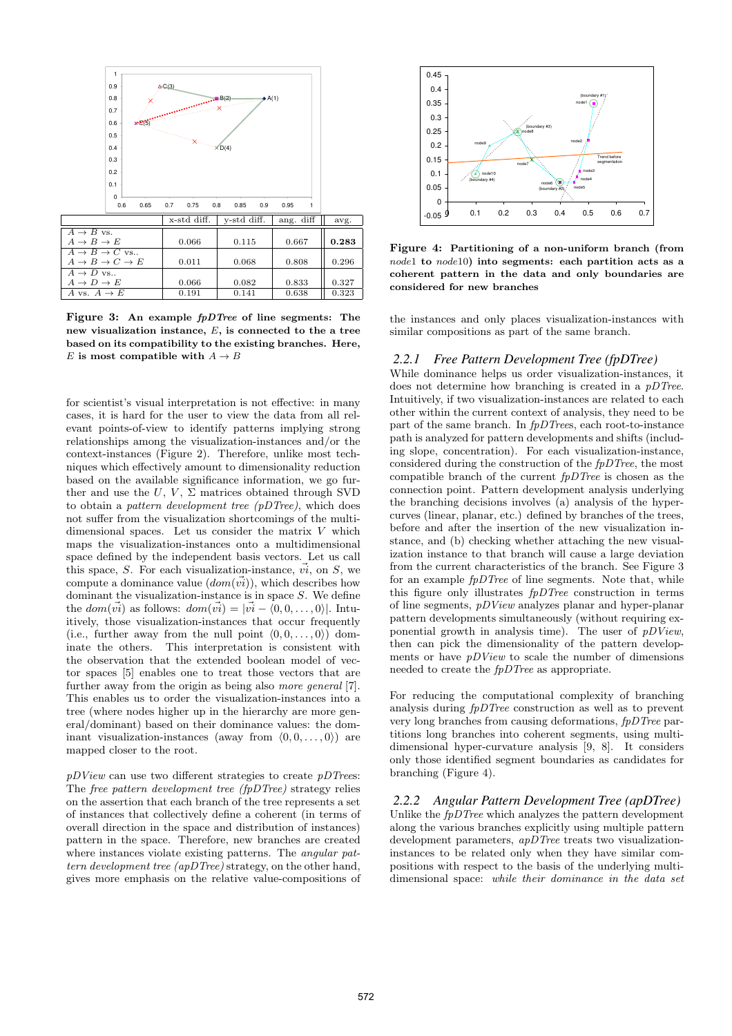1
0.9
0.8
0.7
0.6
0.5
0.4
0.3
0.2
0.1
0
0.6 0.65 0.7 0.75 0.8 0.85 0.9 0.95 1
C(3)
B(2)
A(1)
E(5)
D(4)

| | x-std diff. | y-std diff. | ang. diff | avg. |
|---|---|---|---|---|
| $A \rightarrow B$ vs. $A \rightarrow B \rightarrow E$ | 0.066 | 0.115 | 0.667 | **0.283** |
| $A \rightarrow B \rightarrow C$ vs.. $A \rightarrow B \rightarrow C \rightarrow E$ | 0.011 | 0.068 | 0.808 | 0.296 |
| $A \rightarrow D$ vs.. $A \rightarrow D \rightarrow E$ | 0.066 | 0.082 | 0.833 | 0.327 |
| $A$ vs. $A \rightarrow E$ | 0.191 | 0.141 | 0.638 | 0.323 |

**Figure 3: An example *fpDTree* of line segments: The new visualization instance, $E$, is connected to the a tree based on its compatibility to the existing branches. Here, $E$ is most compatible with $A \rightarrow B$**

for scientist's visual interpretation is not effective: in many cases, it is hard for the user to view the data from all relevant points-of-view to identify patterns implying strong relationships among the visualization-instances and/or the context-instances (Figure 2). Therefore, unlike most techniques which effectively amount to dimensionality reduction based on the available significance information, we go further and use the $U$, $V$, $\Sigma$ matrices obtained through SVD to obtain a *pattern development tree (pDTree)*, which does not suffer from the visualization shortcomings of the multidimensional spaces. Let us consider the matrix $V$ which maps the visualization-instances onto a multidimensional space defined by the independent basis vectors. Let us call this space, $S$. For each visualization-instance, $\vec{vi}$, on $S$, we compute a dominance value ($dom(\vec{vi})$), which describes how dominant the visualization-instance is in space $S$. We define the $dom(\vec{vi})$ as follows: $dom(\vec{vi}) = |\vec{vi} - \langle 0, 0, \ldots, 0 \rangle|$. Intuitively, those visualization-instances that occur frequently (i.e., further away from the null point $\langle 0, 0, \ldots, 0 \rangle$) dominate the others. This interpretation is consistent with the observation that the extended boolean model of vector spaces [5] enables one to treat those vectors that are further away from the origin as being also *more general* [7]. This enables us to order the visualization-instances into a tree (where nodes higher up in the hierarchy are more general/dominant) based on their dominance values: the dominant visualization-instances (away from $\langle 0, 0, \ldots, 0 \rangle$) are mapped closer to the root.

*pDView* can use two different strategies to create *pDTrees*: The *free pattern development tree (fpDTree)* strategy relies on the assertion that each branch of the tree represents a set of instances that collectively define a coherent (in terms of overall direction in the space and distribution of instances) pattern in the space. Therefore, new branches are created where instances violate existing patterns. The *angular pattern development tree (apDTree)* strategy, on the other hand, gives more emphasis on the relative value-compositions of

0.45
0.4
0.35
0.3
0.25
0.2
0.15
0.1
0.05
0
-0.05
0 0.1 0.2 0.3 0.4 0.5 0.6 0.7
(boundary #1)
node1
(boundary #3)
node8
node9
node2
Trend before segmentation
node7
node10
(boundary #4)
node3
node4
node6
(boundary #2)
node5

**Figure 4: Partitioning of a non-uniform branch (from *node*1 to *node*10) into segments: each partition acts as a coherent pattern in the data and only boundaries are considered for new branches**

the instances and only places visualization-instances with similar compositions as part of the same branch.

### 2.2.1 Free Pattern Development Tree (fpDTree)

While dominance helps us order visualization-instances, it does not determine how branching is created in a *pDTree*. Intuitively, if two visualization-instances are related to each other within the current context of analysis, they need to be part of the same branch. In *fpDTrees*, each root-to-instance path is analyzed for pattern developments and shifts (including slope, concentration). For each visualization-instance, considered during the construction of the *fpDTree*, the most compatible branch of the current *fpDTree* is chosen as the connection point. Pattern development analysis underlying the branching decisions involves (a) analysis of the hypercurves (linear, planar, etc.) defined by branches of the trees, before and after the insertion of the new visualization instance, and (b) checking whether attaching the new visualization instance to that branch will cause a large deviation from the current characteristics of the branch. See Figure 3 for an example *fpDTree* of line segments. Note that, while this figure only illustrates *fpDTree* construction in terms of line segments, *pDView* analyzes planar and hyper-planar pattern developments simultaneously (without requiring exponential growth in analysis time). The user of *pDView*, then can pick the dimensionality of the pattern developments or have *pDView* to scale the number of dimensions needed to create the *fpDTree* as appropriate.

For reducing the computational complexity of branching analysis during *fpDTree* construction as well as to prevent very long branches from causing deformations, *fpDTree* partitions long branches into coherent segments, using multidimensional hyper-curvature analysis [9, 8]. It considers only those identified segment boundaries as candidates for branching (Figure 4).

### 2.2.2 Angular Pattern Development Tree (apDTree)

Unlike the *fpDTree* which analyzes the pattern development along the various branches explicitly using multiple pattern development parameters, *apDTree* treats two visualization-instances to be related only when they have similar compositions with respect to the basis of the underlying multidimensional space: *while their dominance in the data set*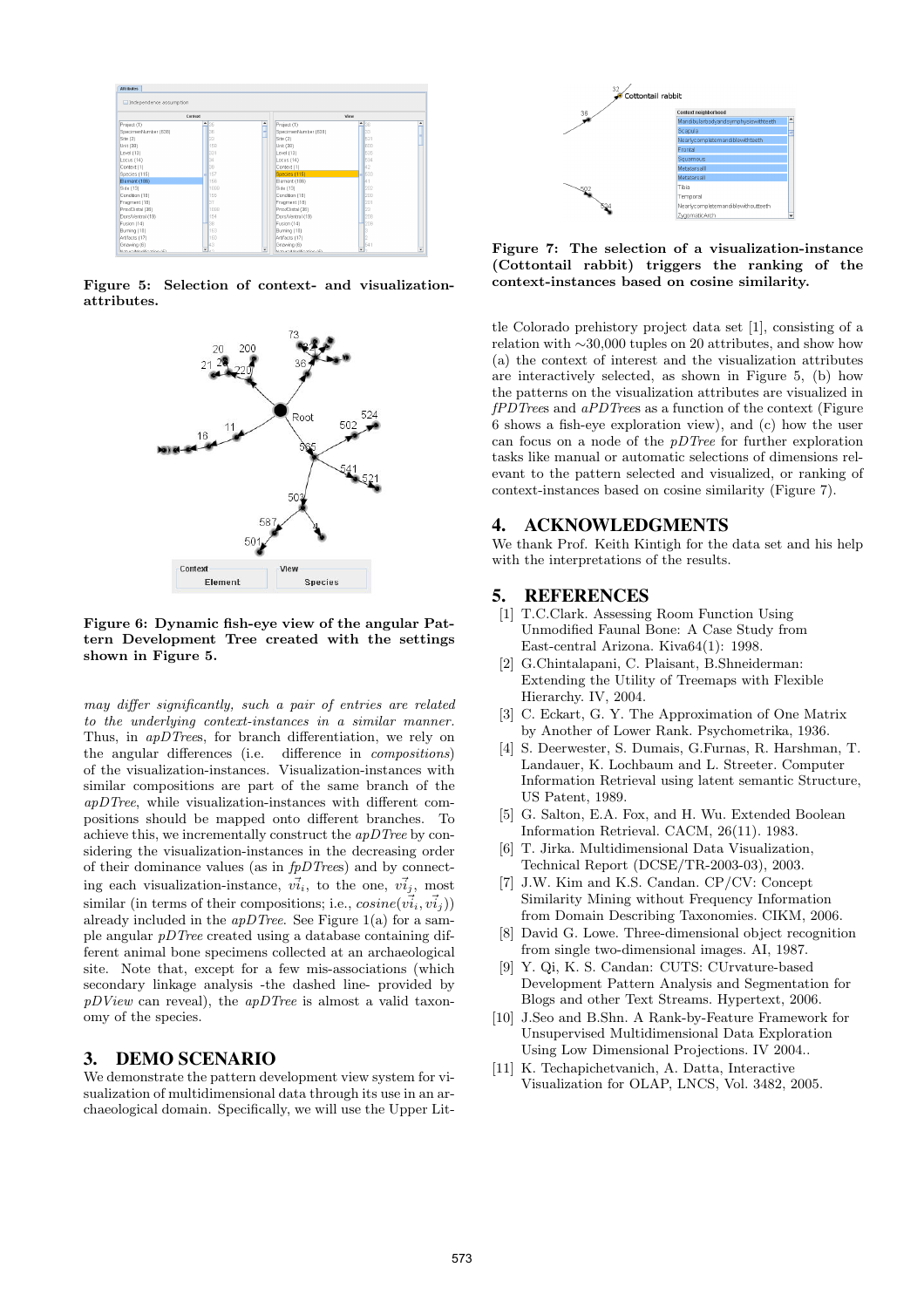Figure 5: Selection of context- and visualization-attributes.

Figure 6: Dynamic fish-eye view of the angular Pattern Development Tree created with the settings shown in Figure 5.

*may differ significantly, such a pair of entries are related to the underlying context-instances in a similar manner.* Thus, in *apDTrees*, for branch differentiation, we rely on the angular differences (i.e. difference in *compositions*) of the visualization-instances. Visualization-instances with similar compositions are part of the same branch of the *apDTree*, while visualization-instances with different compositions should be mapped onto different branches. To achieve this, we incrementally construct the *apDTree* by considering the visualization-instances in the decreasing order of their dominance values (as in *fpDTrees*) and by connecting each visualization-instance, $\vec{vi_i}$, to the one, $\vec{vi_j}$, most similar (in terms of their compositions; i.e., $cosine(\vec{vi_i}, \vec{vi_j})$) already included in the *apDTree*. See Figure 1(a) for a sample angular *pDTree* created using a database containing different animal bone specimens collected at an archaeological site. Note that, except for a few mis-associations (which secondary linkage analysis -the dashed line- provided by *pDView* can reveal), the *apDTree* is almost a valid taxonomy of the species.

## 3. DEMO SCENARIO

We demonstrate the pattern development view system for visualization of multidimensional data through its use in an archaeological domain. Specifically, we will use the Upper Little Colorado prehistory project data set [1], consisting of a relation with ~30,000 tuples on 20 attributes, and show how (a) the context of interest and the visualization attributes are interactively selected, as shown in Figure 5, (b) how the patterns on the visualization attributes are visualized in *fPDTrees* and *aPDTrees* as a function of the context (Figure 6 shows a fish-eye exploration view), and (c) how the user can focus on a node of the *pDTree* for further exploration tasks like manual or automatic selections of dimensions relevant to the pattern selected and visualized, or ranking of context-instances based on cosine similarity (Figure 7).

Figure 7: The selection of a visualization-instance (Cottontail rabbit) triggers the ranking of the context-instances based on cosine similarity.

## 4. ACKNOWLEDGMENTS

We thank Prof. Keith Kintigh for the data set and his help with the interpretations of the results.

## 5. REFERENCES

[1] T.C.Clark. Assessing Room Function Using Unmodified Faunal Bone: A Case Study from East-central Arizona. Kiva64(1): 1998.

[2] G.Chintalapani, C. Plaisant, B.Shneiderman: Extending the Utility of Treemaps with Flexible Hierarchy. IV, 2004.

[3] C. Eckart, G. Y. The Approximation of One Matrix by Another of Lower Rank. Psychometrika, 1936.

[4] S. Deerwester, S. Dumais, G.Furnas, R. Harshman, T. Landauer, K. Lochbaum and L. Streeter. Computer Information Retrieval using latent semantic Structure, US Patent, 1989.

[5] G. Salton, E.A. Fox, and H. Wu. Extended Boolean Information Retrieval. CACM, 26(11). 1983.

[6] T. Jirka. Multidimensional Data Visualization, Technical Report (DCSE/TR-2003-03), 2003.

[7] J.W. Kim and K.S. Candan. CP/CV: Concept Similarity Mining without Frequency Information from Domain Describing Taxonomies. CIKM, 2006.

[8] David G. Lowe. Three-dimensional object recognition from single two-dimensional images. AI, 1987.

[9] Y. Qi, K. S. Candan: CUTS: CUrvature-based Development Pattern Analysis and Segmentation for Blogs and other Text Streams. Hypertext, 2006.

[10] J.Seo and B.Shn. A Rank-by-Feature Framework for Unsupervised Multidimensional Data Exploration Using Low Dimensional Projections. IV 2004..

[11] K. Techapichetvanich, A. Datta, Interactive Visualization for OLAP, LNCS, Vol. 3482, 2005.